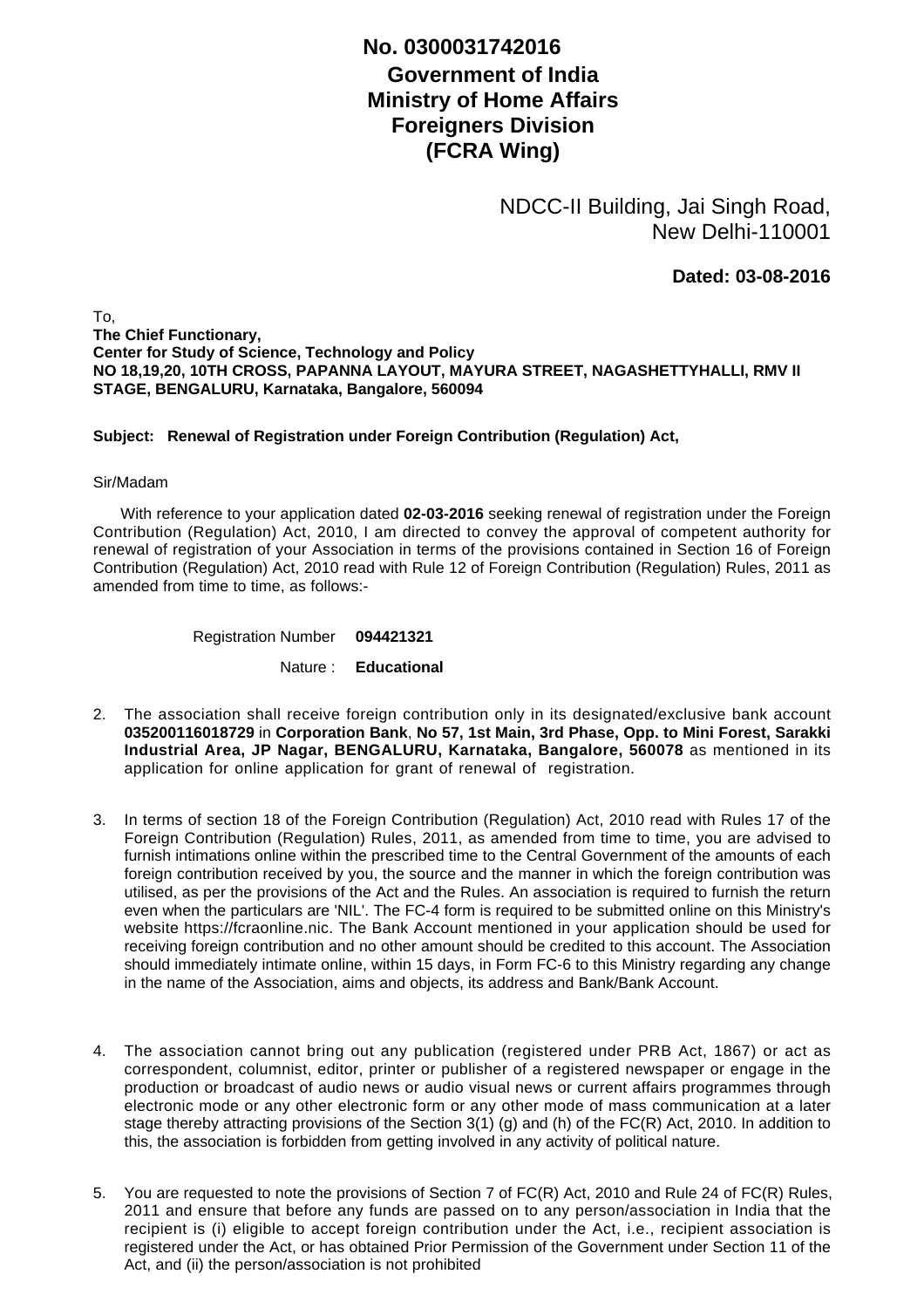**No. 0300031742016**

**Government of India**
**Ministry of Home Affairs**
**Foreigners Division**
**(FCRA Wing)**

NDCC-II Building, Jai Singh Road,
New Delhi-110001

**Dated: 03-08-2016**

To,
**The Chief Functionary,**
**Center for Study of Science, Technology and Policy**
**NO 18,19,20, 10TH CROSS, PAPANNA LAYOUT, MAYURA STREET, NAGASHETTYHALLI, RMV II STAGE, BENGALURU, Karnataka, Bangalore, 560094**

**Subject: Renewal of Registration under Foreign Contribution (Regulation) Act,**

Sir/Madam

With reference to your application dated **02-03-2016** seeking renewal of registration under the Foreign Contribution (Regulation) Act, 2010, I am directed to convey the approval of competent authority for renewal of registration of your Association in terms of the provisions contained in Section 16 of Foreign Contribution (Regulation) Act, 2010 read with Rule 12 of Foreign Contribution (Regulation) Rules, 2011 as amended from time to time, as follows:-

Registration Number **094421321**

Nature : **Educational**

2. The association shall receive foreign contribution only in its designated/exclusive bank account **035200116018729** in **Corporation Bank**, **No 57, 1st Main, 3rd Phase, Opp. to Mini Forest, Sarakki Industrial Area, JP Nagar, BENGALURU, Karnataka, Bangalore, 560078** as mentioned in its application for online application for grant of renewal of registration.

3. In terms of section 18 of the Foreign Contribution (Regulation) Act, 2010 read with Rules 17 of the Foreign Contribution (Regulation) Rules, 2011, as amended from time to time, you are advised to furnish intimations online within the prescribed time to the Central Government of the amounts of each foreign contribution received by you, the source and the manner in which the foreign contribution was utilised, as per the provisions of the Act and the Rules. An association is required to furnish the return even when the particulars are 'NIL'. The FC-4 form is required to be submitted online on this Ministry's website https://fcraonline.nic. The Bank Account mentioned in your application should be used for receiving foreign contribution and no other amount should be credited to this account. The Association should immediately intimate online, within 15 days, in Form FC-6 to this Ministry regarding any change in the name of the Association, aims and objects, its address and Bank/Bank Account.

4. The association cannot bring out any publication (registered under PRB Act, 1867) or act as correspondent, columnist, editor, printer or publisher of a registered newspaper or engage in the production or broadcast of audio news or audio visual news or current affairs programmes through electronic mode or any other electronic form or any other mode of mass communication at a later stage thereby attracting provisions of the Section 3(1) (g) and (h) of the FC(R) Act, 2010. In addition to this, the association is forbidden from getting involved in any activity of political nature.

5. You are requested to note the provisions of Section 7 of FC(R) Act, 2010 and Rule 24 of FC(R) Rules, 2011 and ensure that before any funds are passed on to any person/association in India that the recipient is (i) eligible to accept foreign contribution under the Act, i.e., recipient association is registered under the Act, or has obtained Prior Permission of the Government under Section 11 of the Act, and (ii) the person/association is not prohibited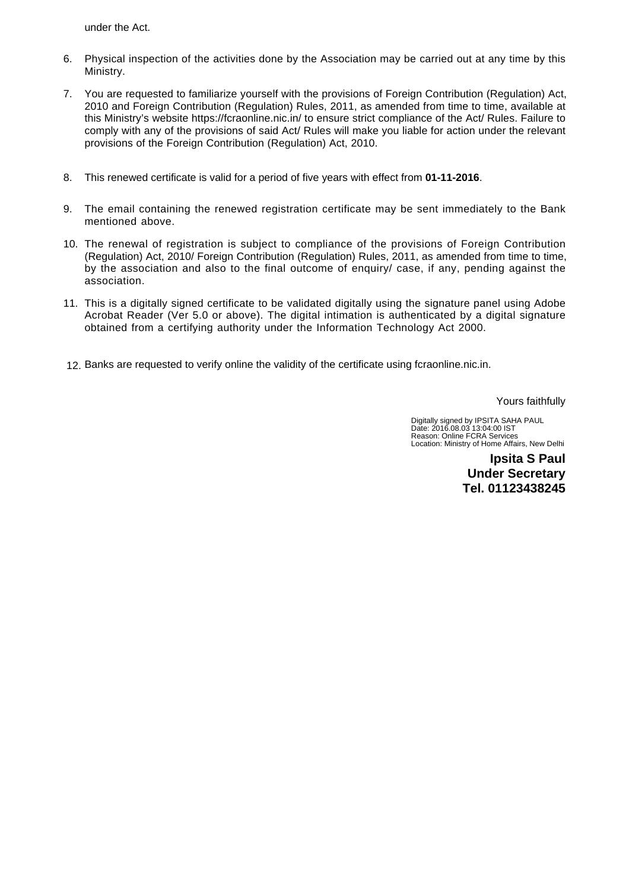under the Act.

6. Physical inspection of the activities done by the Association may be carried out at any time by this Ministry.

7. You are requested to familiarize yourself with the provisions of Foreign Contribution (Regulation) Act, 2010 and Foreign Contribution (Regulation) Rules, 2011, as amended from time to time, available at this Ministry's website https://fcraonline.nic.in/ to ensure strict compliance of the Act/ Rules. Failure to comply with any of the provisions of said Act/ Rules will make you liable for action under the relevant provisions of the Foreign Contribution (Regulation) Act, 2010.

8. This renewed certificate is valid for a period of five years with effect from **01-11-2016**.

9. The email containing the renewed registration certificate may be sent immediately to the Bank mentioned above.

10. The renewal of registration is subject to compliance of the provisions of Foreign Contribution (Regulation) Act, 2010/ Foreign Contribution (Regulation) Rules, 2011, as amended from time to time, by the association and also to the final outcome of enquiry/ case, if any, pending against the association.

11. This is a digitally signed certificate to be validated digitally using the signature panel using Adobe Acrobat Reader (Ver 5.0 or above). The digital intimation is authenticated by a digital signature obtained from a certifying authority under the Information Technology Act 2000.

12. Banks are requested to verify online the validity of the certificate using fcraonline.nic.in.

Yours faithfully

Digitally signed by IPSITA SAHA PAUL
Date: 2016.08.03 13:04:00 IST
Reason: Online FCRA Services
Location: Ministry of Home Affairs, New Delhi

**Ipsita S Paul**
**Under Secretary**
**Tel. 01123438245**